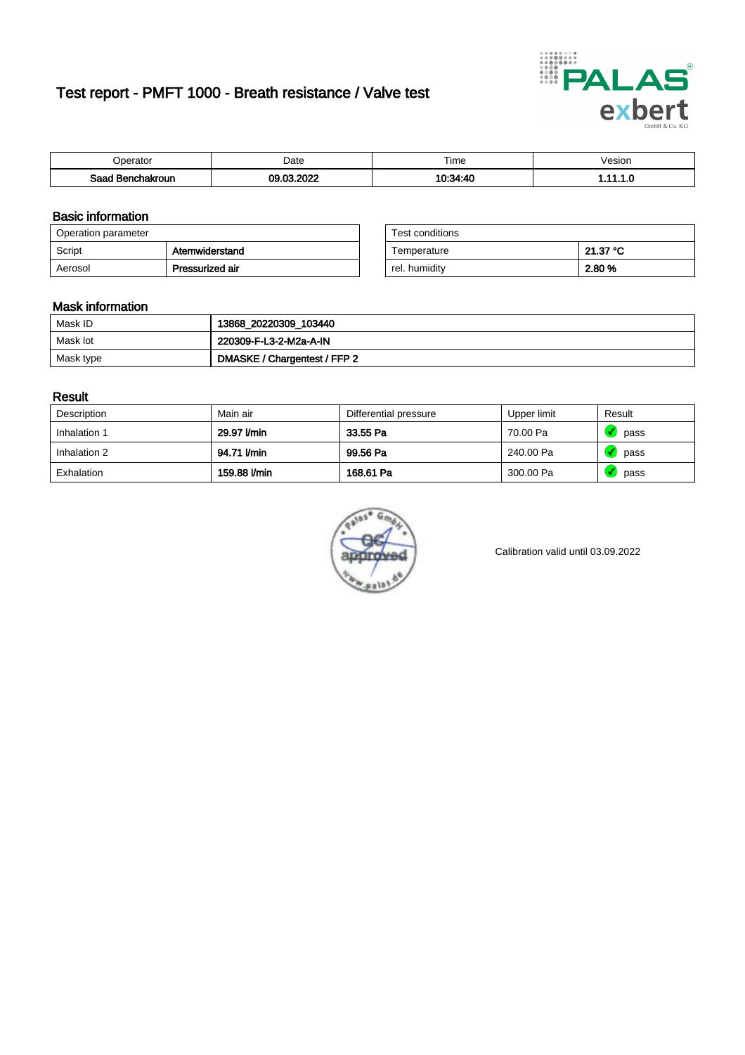# Test report - PMFT 1000 - Breath resistance / Valve test

| Operator | Date | Time | Vesion |
|---|---|---|---|
| **Saad Benchakroun** | **09.03.2022** | **10:34:40** | **1.11.1.0** |

## Basic information

| Operation parameter | |
|---|---|
| Script | **Atemwiderstand** |
| Aerosol | **Pressurized air** |

| Test conditions | |
|---|---|
| Temperature | **21.37 °C** |
| rel. humidity | **2.80 %** |

## Mask information

| | |
|---|---|
| Mask ID | **13868_20220309_103440** |
| Mask lot | **220309-F-L3-2-M2a-A-IN** |
| Mask type | **DMASKE / Chargentest / FFP 2** |

## Result

| Description | Main air | Differential pressure | Upper limit | Result |
|---|---|---|---|---|
| Inhalation 1 | **29.97 l/min** | **33.55 Pa** | 70.00 Pa | pass |
| Inhalation 2 | **94.71 l/min** | **99.56 Pa** | 240.00 Pa | pass |
| Exhalation | **159.88 l/min** | **168.61 Pa** | 300.00 Pa | pass |

Calibration valid until 03.09.2022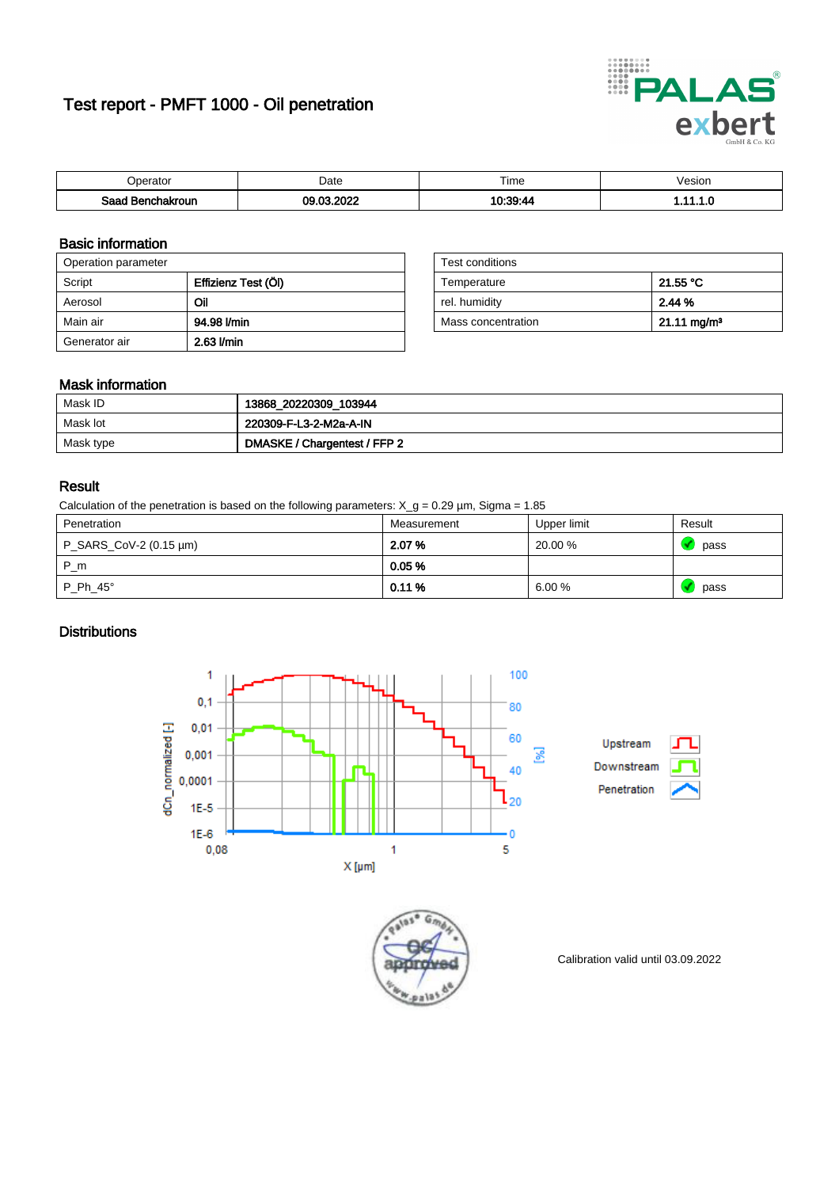# Test report - PMFT 1000 - Oil penetration

| Operator | Date | Time | Vesion |
|---|---|---|---|
| **Saad Benchakroun** | **09.03.2022** | **10:39:44** | **1.11.1.0** |

## Basic information

| Operation parameter | |
|---|---|
| Script | **Effizienz Test (Öl)** |
| Aerosol | **Oil** |
| Main air | **94.98 l/min** |
| Generator air | **2.63 l/min** |

| Test conditions | |
|---|---|
| Temperature | **21.55 °C** |
| rel. humidity | **2.44 %** |
| Mass concentration | **21.11 mg/m³** |

## Mask information

| | |
|---|---|
| Mask ID | **13868_20220309_103944** |
| Mask lot | **220309-F-L3-2-M2a-A-IN** |
| Mask type | **DMASKE / Chargentest / FFP 2** |

## Result

Calculation of the penetration is based on the following parameters: $X\_g = 0.29$ µm, Sigma = 1.85

| Penetration | Measurement | Upper limit | Result |
|---|---|---|---|
| P_SARS_CoV-2 (0.15 µm) | **2.07 %** | 20.00 % | pass |
| P_m | **0.05 %** | | |
| P_Ph_45° | **0.11 %** | 6.00 % | pass |

## Distributions

1
0,1
0,01
0,001
0,0001
1E-5
1E-6
dCn_normalized [-]
0,08
1
5
X [µm]
100
80
60
40
20
0
[%]
Upstream
Downstream
Penetration

Calibration valid until 03.09.2022